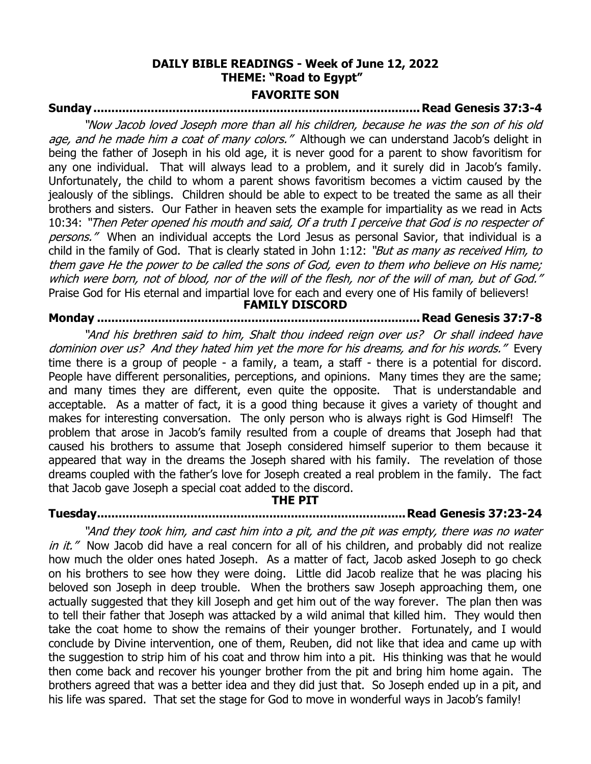# DAILY BIBLE READINGS - Week of June 12, 2022

## THEME: "Road to Egypt"

### FAVORITE SON

**Sunday ........................................................................................ Read Genesis 37:3-4**

*"Now Jacob loved Joseph more than all his children, because he was the son of his old age, and he made him a coat of many colors."* Although we can understand Jacob's delight in being the father of Joseph in his old age, it is never good for a parent to show favoritism for any one individual. That will always lead to a problem, and it surely did in Jacob's family. Unfortunately, the child to whom a parent shows favoritism becomes a victim caused by the jealously of the siblings. Children should be able to expect to be treated the same as all their brothers and sisters. Our Father in heaven sets the example for impartiality as we read in Acts 10:34: *"Then Peter opened his mouth and said, Of a truth I perceive that God is no respecter of persons."* When an individual accepts the Lord Jesus as personal Savior, that individual is a child in the family of God. That is clearly stated in John 1:12: *"But as many as received Him, to them gave He the power to be called the sons of God, even to them who believe on His name; which were born, not of blood, nor of the will of the flesh, nor of the will of man, but of God."* Praise God for His eternal and impartial love for each and every one of His family of believers!

### FAMILY DISCORD

**Monday ........................................................................................ Read Genesis 37:7-8**

*"And his brethren said to him, Shalt thou indeed reign over us? Or shall indeed have dominion over us? And they hated him yet the more for his dreams, and for his words."* Every time there is a group of people - a family, a team, a staff - there is a potential for discord. People have different personalities, perceptions, and opinions. Many times they are the same; and many times they are different, even quite the opposite. That is understandable and acceptable. As a matter of fact, it is a good thing because it gives a variety of thought and makes for interesting conversation. The only person who is always right is God Himself! The problem that arose in Jacob's family resulted from a couple of dreams that Joseph had that caused his brothers to assume that Joseph considered himself superior to them because it appeared that way in the dreams the Joseph shared with his family. The revelation of those dreams coupled with the father's love for Joseph created a real problem in the family. The fact that Jacob gave Joseph a special coat added to the discord.

### THE PIT

**Tuesday ...................................................................................... Read Genesis 37:23-24**

*"And they took him, and cast him into a pit, and the pit was empty, there was no water in it."* Now Jacob did have a real concern for all of his children, and probably did not realize how much the older ones hated Joseph. As a matter of fact, Jacob asked Joseph to go check on his brothers to see how they were doing. Little did Jacob realize that he was placing his beloved son Joseph in deep trouble. When the brothers saw Joseph approaching them, one actually suggested that they kill Joseph and get him out of the way forever. The plan then was to tell their father that Joseph was attacked by a wild animal that killed him. They would then take the coat home to show the remains of their younger brother. Fortunately, and I would conclude by Divine intervention, one of them, Reuben, did not like that idea and came up with the suggestion to strip him of his coat and throw him into a pit. His thinking was that he would then come back and recover his younger brother from the pit and bring him home again. The brothers agreed that was a better idea and they did just that. So Joseph ended up in a pit, and his life was spared. That set the stage for God to move in wonderful ways in Jacob's family!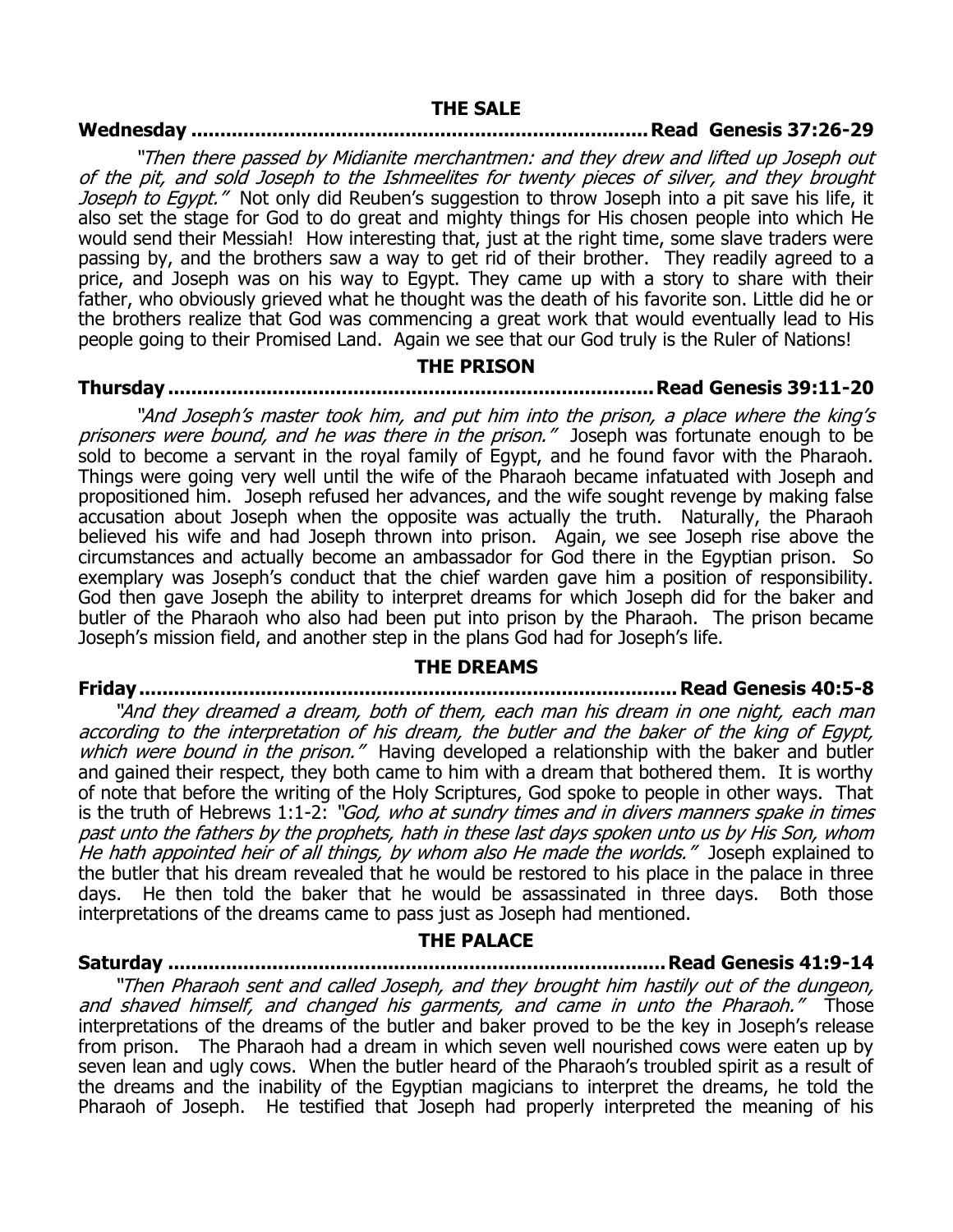## THE SALE

**Wednesday ........................................................................... Read Genesis 37:26-29**

*"Then there passed by Midianite merchantmen: and they drew and lifted up Joseph out of the pit, and sold Joseph to the Ishmeelites for twenty pieces of silver, and they brought Joseph to Egypt."* Not only did Reuben's suggestion to throw Joseph into a pit save his life, it also set the stage for God to do great and mighty things for His chosen people into which He would send their Messiah! How interesting that, just at the right time, some slave traders were passing by, and the brothers saw a way to get rid of their brother. They readily agreed to a price, and Joseph was on his way to Egypt. They came up with a story to share with their father, who obviously grieved what he thought was the death of his favorite son. Little did he or the brothers realize that God was commencing a great work that would eventually lead to His people going to their Promised Land. Again we see that our God truly is the Ruler of Nations!

## THE PRISON

**Thursday ............................................................................... Read Genesis 39:11-20**

*"And Joseph's master took him, and put him into the prison, a place where the king's prisoners were bound, and he was there in the prison."* Joseph was fortunate enough to be sold to become a servant in the royal family of Egypt, and he found favor with the Pharaoh. Things were going very well until the wife of the Pharaoh became infatuated with Joseph and propositioned him. Joseph refused her advances, and the wife sought revenge by making false accusation about Joseph when the opposite was actually the truth. Naturally, the Pharaoh believed his wife and had Joseph thrown into prison. Again, we see Joseph rise above the circumstances and actually become an ambassador for God there in the Egyptian prison. So exemplary was Joseph's conduct that the chief warden gave him a position of responsibility. God then gave Joseph the ability to interpret dreams for which Joseph did for the baker and butler of the Pharaoh who also had been put into prison by the Pharaoh. The prison became Joseph's mission field, and another step in the plans God had for Joseph's life.

## THE DREAMS

**Friday ..................................................................................... Read Genesis 40:5-8**

*"And they dreamed a dream, both of them, each man his dream in one night, each man according to the interpretation of his dream, the butler and the baker of the king of Egypt, which were bound in the prison."* Having developed a relationship with the baker and butler and gained their respect, they both came to him with a dream that bothered them. It is worthy of note that before the writing of the Holy Scriptures, God spoke to people in other ways. That is the truth of Hebrews 1:1-2: *"God, who at sundry times and in divers manners spake in times past unto the fathers by the prophets, hath in these last days spoken unto us by His Son, whom He hath appointed heir of all things, by whom also He made the worlds."* Joseph explained to the butler that his dream revealed that he would be restored to his place in the palace in three days. He then told the baker that he would be assassinated in three days. Both those interpretations of the dreams came to pass just as Joseph had mentioned.

## THE PALACE

**Saturday ............................................................................... Read Genesis 41:9-14**

*"Then Pharaoh sent and called Joseph, and they brought him hastily out of the dungeon, and shaved himself, and changed his garments, and came in unto the Pharaoh."* Those interpretations of the dreams of the butler and baker proved to be the key in Joseph's release from prison. The Pharaoh had a dream in which seven well nourished cows were eaten up by seven lean and ugly cows. When the butler heard of the Pharaoh's troubled spirit as a result of the dreams and the inability of the Egyptian magicians to interpret the dreams, he told the Pharaoh of Joseph. He testified that Joseph had properly interpreted the meaning of his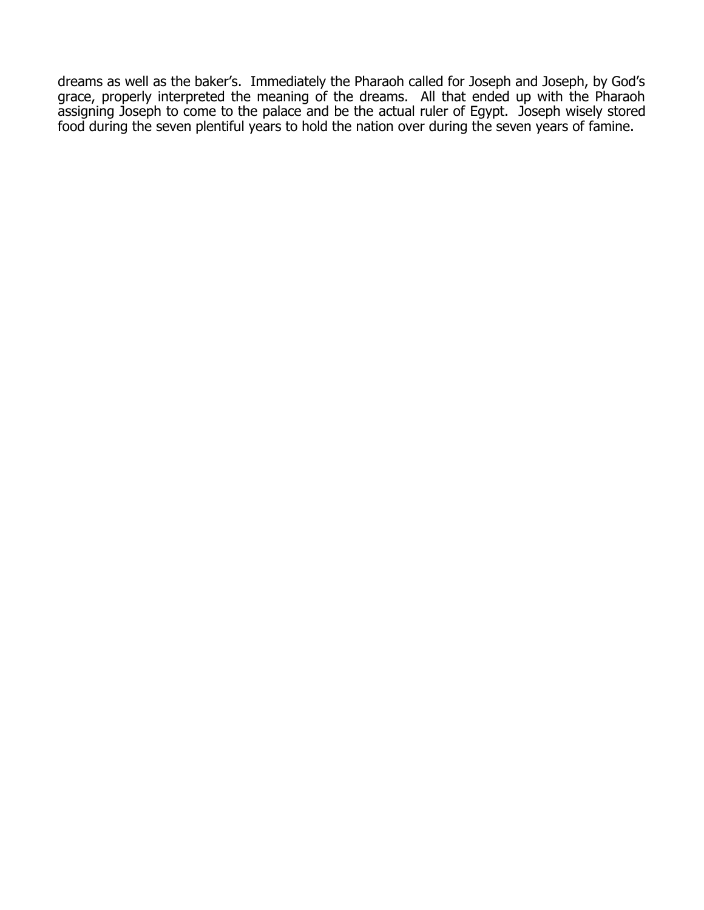dreams as well as the baker's. Immediately the Pharaoh called for Joseph and Joseph, by God's grace, properly interpreted the meaning of the dreams. All that ended up with the Pharaoh assigning Joseph to come to the palace and be the actual ruler of Egypt. Joseph wisely stored food during the seven plentiful years to hold the nation over during the seven years of famine.